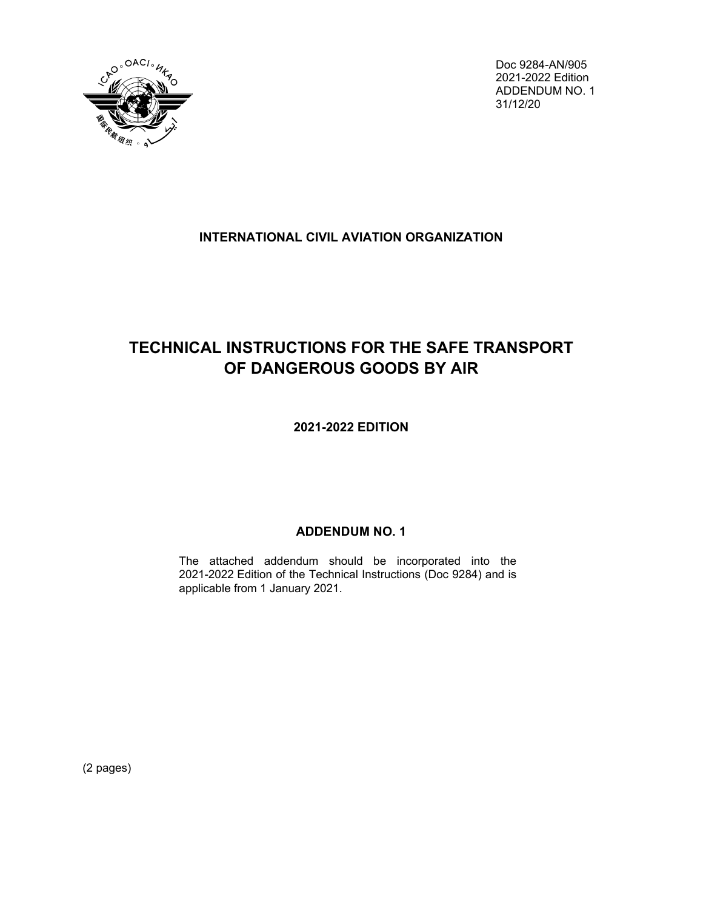Doc 9284-AN/905
2021-2022 Edition
ADDENDUM NO. 1
31/12/20

**INTERNATIONAL CIVIL AVIATION ORGANIZATION**

# TECHNICAL INSTRUCTIONS FOR THE SAFE TRANSPORT OF DANGEROUS GOODS BY AIR

## 2021-2022 EDITION

## ADDENDUM NO. 1

The attached addendum should be incorporated into the 2021-2022 Edition of the Technical Instructions (Doc 9284) and is applicable from 1 January 2021.

(2 pages)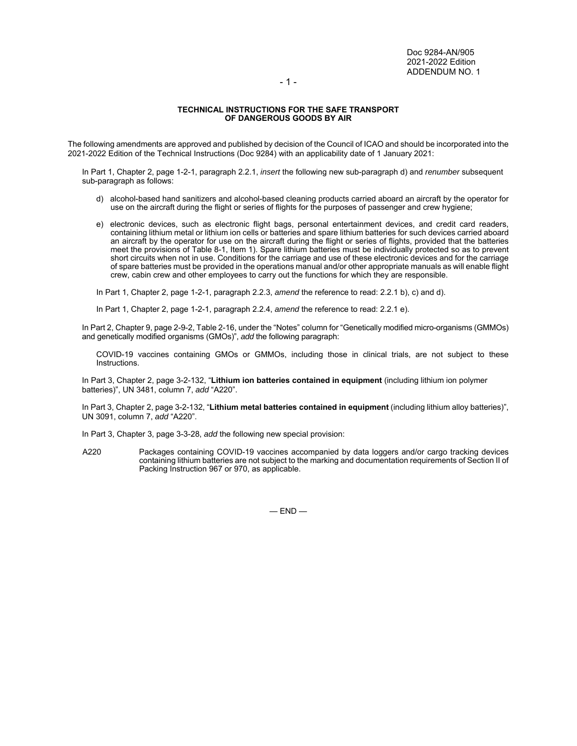Doc 9284-AN/905
2021-2022 Edition
ADDENDUM NO. 1

**TECHNICAL INSTRUCTIONS FOR THE SAFE TRANSPORT OF DANGEROUS GOODS BY AIR**

The following amendments are approved and published by decision of the Council of ICAO and should be incorporated into the 2021-2022 Edition of the Technical Instructions (Doc 9284) with an applicability date of 1 January 2021:

In Part 1, Chapter 2, page 1-2-1, paragraph 2.2.1, *insert* the following new sub-paragraph d) and *renumber* subsequent sub-paragraph as follows:

> d) alcohol-based hand sanitizers and alcohol-based cleaning products carried aboard an aircraft by the operator for use on the aircraft during the flight or series of flights for the purposes of passenger and crew hygiene;
>
> e) electronic devices, such as electronic flight bags, personal entertainment devices, and credit card readers, containing lithium metal or lithium ion cells or batteries and spare lithium batteries for such devices carried aboard an aircraft by the operator for use on the aircraft during the flight or series of flights, provided that the batteries meet the provisions of Table 8-1, Item 1). Spare lithium batteries must be individually protected so as to prevent short circuits when not in use. Conditions for the carriage and use of these electronic devices and for the carriage of spare batteries must be provided in the operations manual and/or other appropriate manuals as will enable flight crew, cabin crew and other employees to carry out the functions for which they are responsible.

In Part 1, Chapter 2, page 1-2-1, paragraph 2.2.3, *amend* the reference to read: 2.2.1 b), c) and d).

In Part 1, Chapter 2, page 1-2-1, paragraph 2.2.4, *amend* the reference to read: 2.2.1 e).

In Part 2, Chapter 9, page 2-9-2, Table 2-16, under the "Notes" column for "Genetically modified micro-organisms (GMMOs) and genetically modified organisms (GMOs)", *add* the following paragraph:

> COVID-19 vaccines containing GMOs or GMMOs, including those in clinical trials, are not subject to these Instructions.

In Part 3, Chapter 2, page 3-2-132, "**Lithium ion batteries contained in equipment** (including lithium ion polymer batteries)", UN 3481, column 7, *add* "A220".

In Part 3, Chapter 2, page 3-2-132, "**Lithium metal batteries contained in equipment** (including lithium alloy batteries)", UN 3091, column 7, *add* "A220".

In Part 3, Chapter 3, page 3-3-28, *add* the following new special provision:

A220 Packages containing COVID-19 vaccines accompanied by data loggers and/or cargo tracking devices containing lithium batteries are not subject to the marking and documentation requirements of Section II of Packing Instruction 967 or 970, as applicable.

— END —